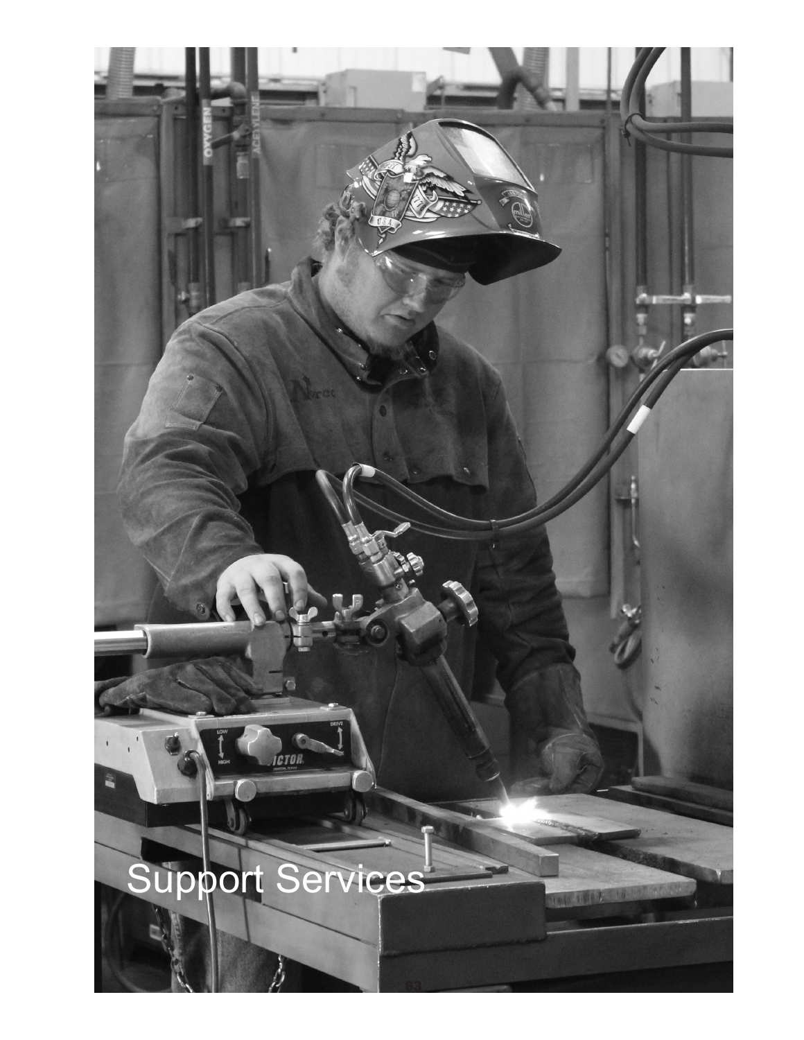# Support Services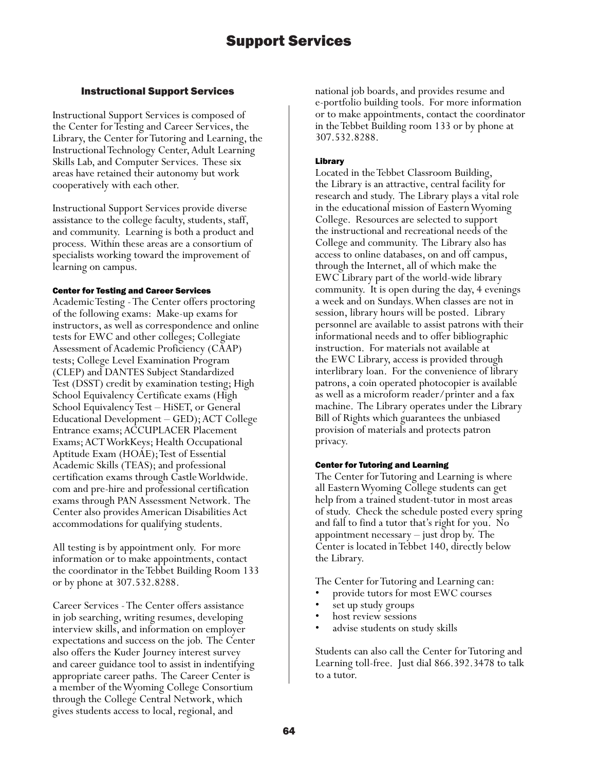# Support Services

## Instructional Support Services

Instructional Support Services is composed of the Center for Testing and Career Services, the Library, the Center for Tutoring and Learning, the Instructional Technology Center, Adult Learning Skills Lab, and Computer Services. These six areas have retained their autonomy but work cooperatively with each other.

Instructional Support Services provide diverse assistance to the college faculty, students, staff, and community. Learning is both a product and process. Within these areas are a consortium of specialists working toward the improvement of learning on campus.

### Center for Testing and Career Services

Academic Testing - The Center offers proctoring of the following exams: Make-up exams for instructors, as well as correspondence and online tests for EWC and other colleges; Collegiate Assessment of Academic Proficiency (CAAP) tests; College Level Examination Program (CLEP) and DANTES Subject Standardized Test (DSST) credit by examination testing; High School Equivalency Certificate exams (High School Equivalency Test – HiSET, or General Educational Development – GED); ACT College Entrance exams; ACCUPLACER Placement Exams; ACT WorkKeys; Health Occupational Aptitude Exam (HOAE); Test of Essential Academic Skills (TEAS); and professional certification exams through CastleWorldwide.com and pre-hire and professional certification exams through PAN Assessment Network. The Center also provides American Disabilities Act accommodations for qualifying students.

All testing is by appointment only. For more information or to make appointments, contact the coordinator in the Tebbet Building Room 133 or by phone at 307.532.8288.

Career Services - The Center offers assistance in job searching, writing resumes, developing interview skills, and information on employer expectations and success on the job. The Center also offers the Kuder Journey interest survey and career guidance tool to assist in indentifying appropriate career paths. The Career Center is a member of the Wyoming College Consortium through the College Central Network, which gives students access to local, regional, and national job boards, and provides resume and e-portfolio building tools. For more information or to make appointments, contact the coordinator in the Tebbet Building room 133 or by phone at 307.532.8288.

### Library

Located in the Tebbet Classroom Building, the Library is an attractive, central facility for research and study. The Library plays a vital role in the educational mission of Eastern Wyoming College. Resources are selected to support the instructional and recreational needs of the College and community. The Library also has access to online databases, on and off campus, through the Internet, all of which make the EWC Library part of the world-wide library community. It is open during the day, 4 evenings a week and on Sundays. When classes are not in session, library hours will be posted. Library personnel are available to assist patrons with their informational needs and to offer bibliographic instruction. For materials not available at the EWC Library, access is provided through interlibrary loan. For the convenience of library patrons, a coin operated photocopier is available as well as a microform reader/printer and a fax machine. The Library operates under the Library Bill of Rights which guarantees the unbiased provision of materials and protects patron privacy.

### Center for Tutoring and Learning

The Center for Tutoring and Learning is where all Eastern Wyoming College students can get help from a trained student-tutor in most areas of study. Check the schedule posted every spring and fall to find a tutor that's right for you. No appointment necessary – just drop by. The Center is located in Tebbet 140, directly below the Library.

The Center for Tutoring and Learning can:

- provide tutors for most EWC courses
- set up study groups
- host review sessions
- advise students on study skills

Students can also call the Center for Tutoring and Learning toll-free. Just dial 866.392.3478 to talk to a tutor.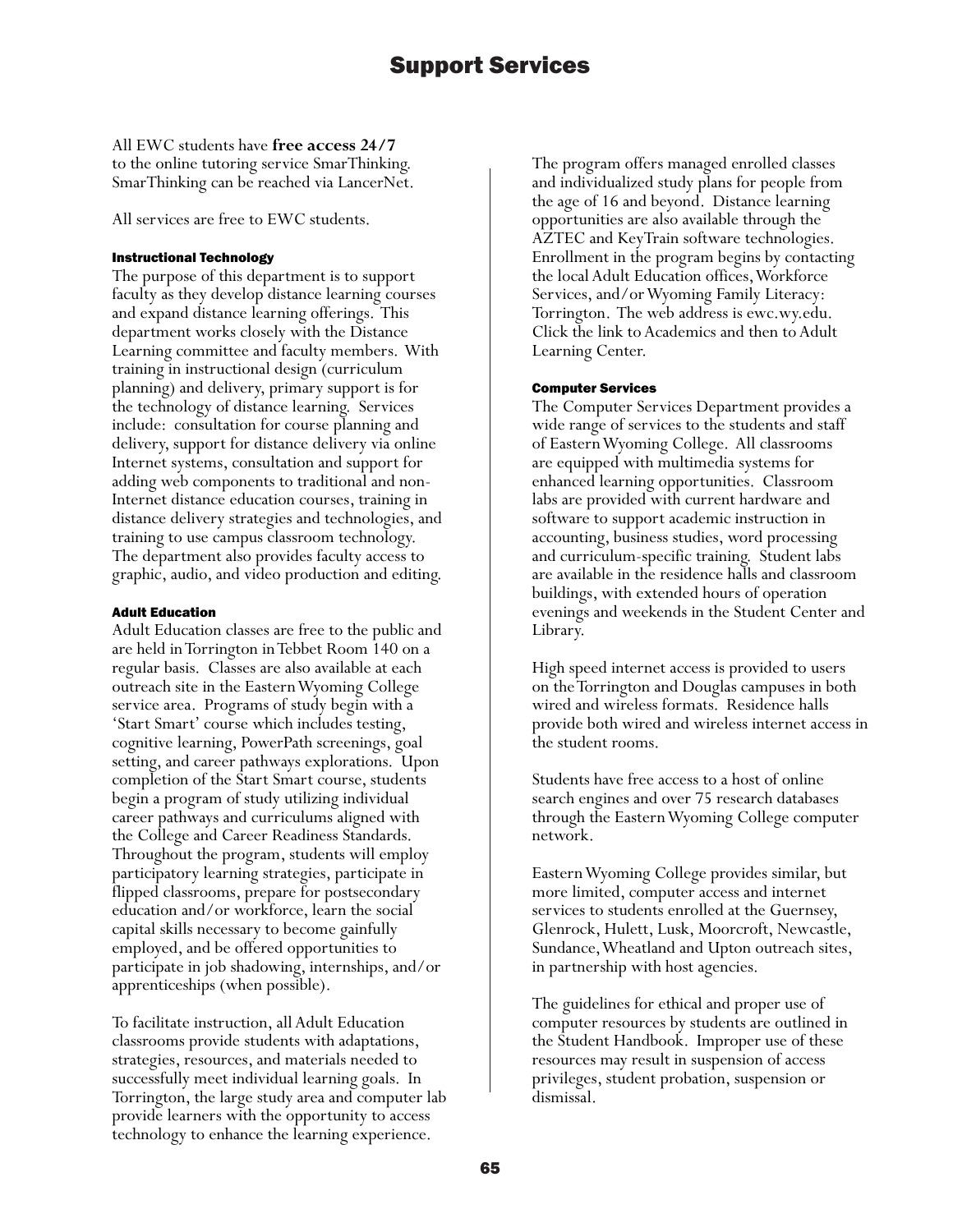# Support Services

All EWC students have **free access 24/7** to the online tutoring service SmarThinking. SmarThinking can be reached via LancerNet.

All services are free to EWC students.

### Instructional Technology

The purpose of this department is to support faculty as they develop distance learning courses and expand distance learning offerings. This department works closely with the Distance Learning committee and faculty members. With training in instructional design (curriculum planning) and delivery, primary support is for the technology of distance learning. Services include: consultation for course planning and delivery, support for distance delivery via online Internet systems, consultation and support for adding web components to traditional and non-Internet distance education courses, training in distance delivery strategies and technologies, and training to use campus classroom technology. The department also provides faculty access to graphic, audio, and video production and editing.

### Adult Education

Adult Education classes are free to the public and are held in Torrington in Tebbet Room 140 on a regular basis. Classes are also available at each outreach site in the Eastern Wyoming College service area. Programs of study begin with a 'Start Smart' course which includes testing, cognitive learning, PowerPath screenings, goal setting, and career pathways explorations. Upon completion of the Start Smart course, students begin a program of study utilizing individual career pathways and curriculums aligned with the College and Career Readiness Standards. Throughout the program, students will employ participatory learning strategies, participate in flipped classrooms, prepare for postsecondary education and/or workforce, learn the social capital skills necessary to become gainfully employed, and be offered opportunities to participate in job shadowing, internships, and/or apprenticeships (when possible).

To facilitate instruction, all Adult Education classrooms provide students with adaptations, strategies, resources, and materials needed to successfully meet individual learning goals. In Torrington, the large study area and computer lab provide learners with the opportunity to access technology to enhance the learning experience.

The program offers managed enrolled classes and individualized study plans for people from the age of 16 and beyond. Distance learning opportunities are also available through the AZTEC and KeyTrain software technologies. Enrollment in the program begins by contacting the local Adult Education offices, Workforce Services, and/or Wyoming Family Literacy: Torrington. The web address is ewc.wy.edu. Click the link to Academics and then to Adult Learning Center.

### Computer Services

The Computer Services Department provides a wide range of services to the students and staff of Eastern Wyoming College. All classrooms are equipped with multimedia systems for enhanced learning opportunities. Classroom labs are provided with current hardware and software to support academic instruction in accounting, business studies, word processing and curriculum-specific training. Student labs are available in the residence halls and classroom buildings, with extended hours of operation evenings and weekends in the Student Center and Library.

High speed internet access is provided to users on the Torrington and Douglas campuses in both wired and wireless formats. Residence halls provide both wired and wireless internet access in the student rooms.

Students have free access to a host of online search engines and over 75 research databases through the Eastern Wyoming College computer network.

Eastern Wyoming College provides similar, but more limited, computer access and internet services to students enrolled at the Guernsey, Glenrock, Hulett, Lusk, Moorcroft, Newcastle, Sundance, Wheatland and Upton outreach sites, in partnership with host agencies.

The guidelines for ethical and proper use of computer resources by students are outlined in the Student Handbook. Improper use of these resources may result in suspension of access privileges, student probation, suspension or dismissal.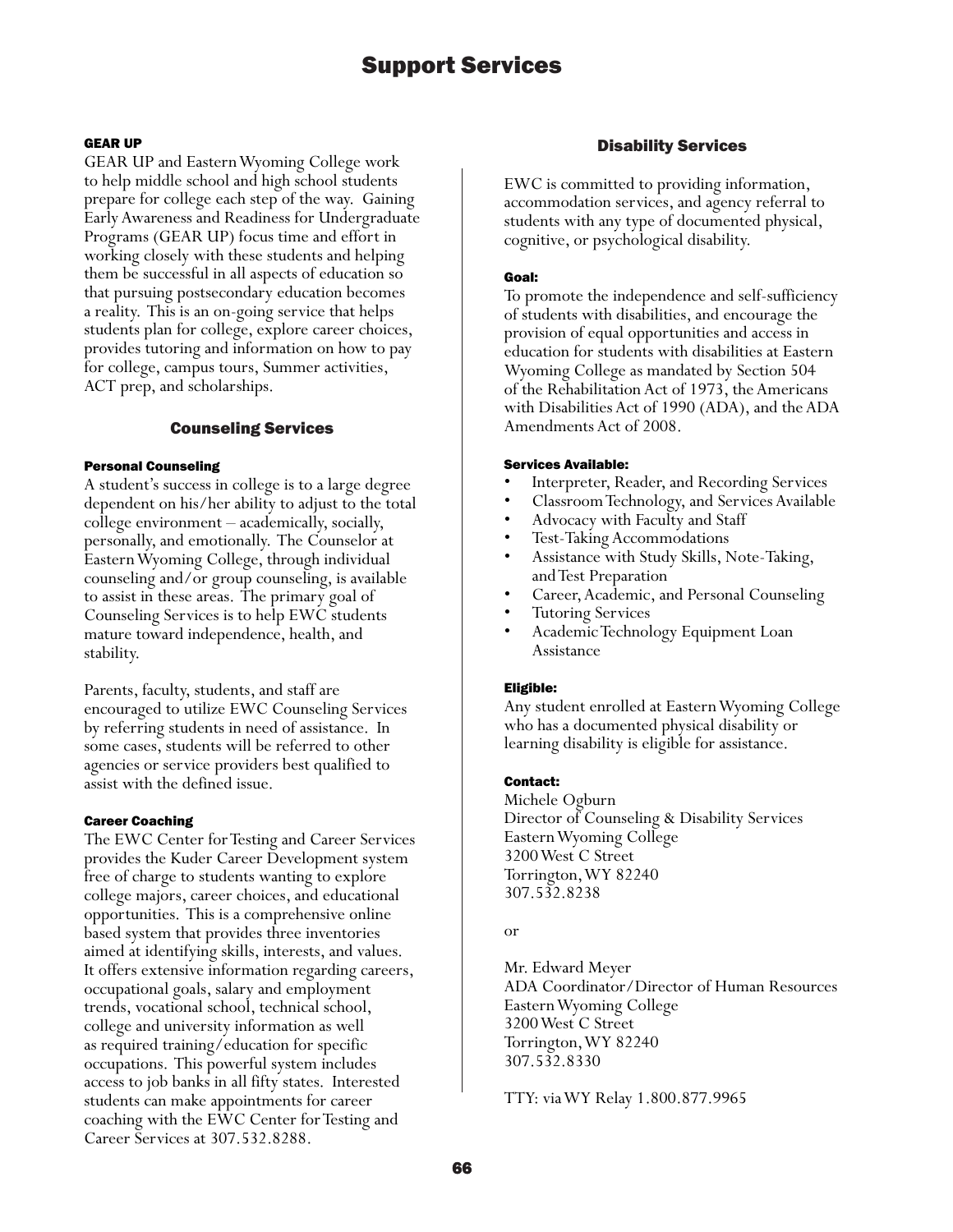# Support Services

### GEAR UP

GEAR UP and Eastern Wyoming College work to help middle school and high school students prepare for college each step of the way. Gaining Early Awareness and Readiness for Undergraduate Programs (GEAR UP) focus time and effort in working closely with these students and helping them be successful in all aspects of education so that pursuing postsecondary education becomes a reality. This is an on-going service that helps students plan for college, explore career choices, provides tutoring and information on how to pay for college, campus tours, Summer activities, ACT prep, and scholarships.

## Counseling Services

### Personal Counseling

A student's success in college is to a large degree dependent on his/her ability to adjust to the total college environment – academically, socially, personally, and emotionally. The Counselor at Eastern Wyoming College, through individual counseling and/or group counseling, is available to assist in these areas. The primary goal of Counseling Services is to help EWC students mature toward independence, health, and stability.

Parents, faculty, students, and staff are encouraged to utilize EWC Counseling Services by referring students in need of assistance. In some cases, students will be referred to other agencies or service providers best qualified to assist with the defined issue.

### Career Coaching

The EWC Center for Testing and Career Services provides the Kuder Career Development system free of charge to students wanting to explore college majors, career choices, and educational opportunities. This is a comprehensive online based system that provides three inventories aimed at identifying skills, interests, and values. It offers extensive information regarding careers, occupational goals, salary and employment trends, vocational school, technical school, college and university information as well as required training/education for specific occupations. This powerful system includes access to job banks in all fifty states. Interested students can make appointments for career coaching with the EWC Center for Testing and Career Services at 307.532.8288.

## Disability Services

EWC is committed to providing information, accommodation services, and agency referral to students with any type of documented physical, cognitive, or psychological disability.

### Goal:

To promote the independence and self-sufficiency of students with disabilities, and encourage the provision of equal opportunities and access in education for students with disabilities at Eastern Wyoming College as mandated by Section 504 of the Rehabilitation Act of 1973, the Americans with Disabilities Act of 1990 (ADA), and the ADA Amendments Act of 2008.

### Services Available:

- Interpreter, Reader, and Recording Services
- Classroom Technology, and Services Available
- Advocacy with Faculty and Staff
- Test-Taking Accommodations
- Assistance with Study Skills, Note-Taking, and Test Preparation
- Career, Academic, and Personal Counseling
- Tutoring Services
- Academic Technology Equipment Loan Assistance

### Eligible:

Any student enrolled at Eastern Wyoming College who has a documented physical disability or learning disability is eligible for assistance.

### Contact:

Michele Ogburn
Director of Counseling & Disability Services
Eastern Wyoming College
3200 West C Street
Torrington, WY 82240
307.532.8238

or

Mr. Edward Meyer
ADA Coordinator/Director of Human Resources
Eastern Wyoming College
3200 West C Street
Torrington, WY 82240
307.532.8330

TTY: via WY Relay 1.800.877.9965